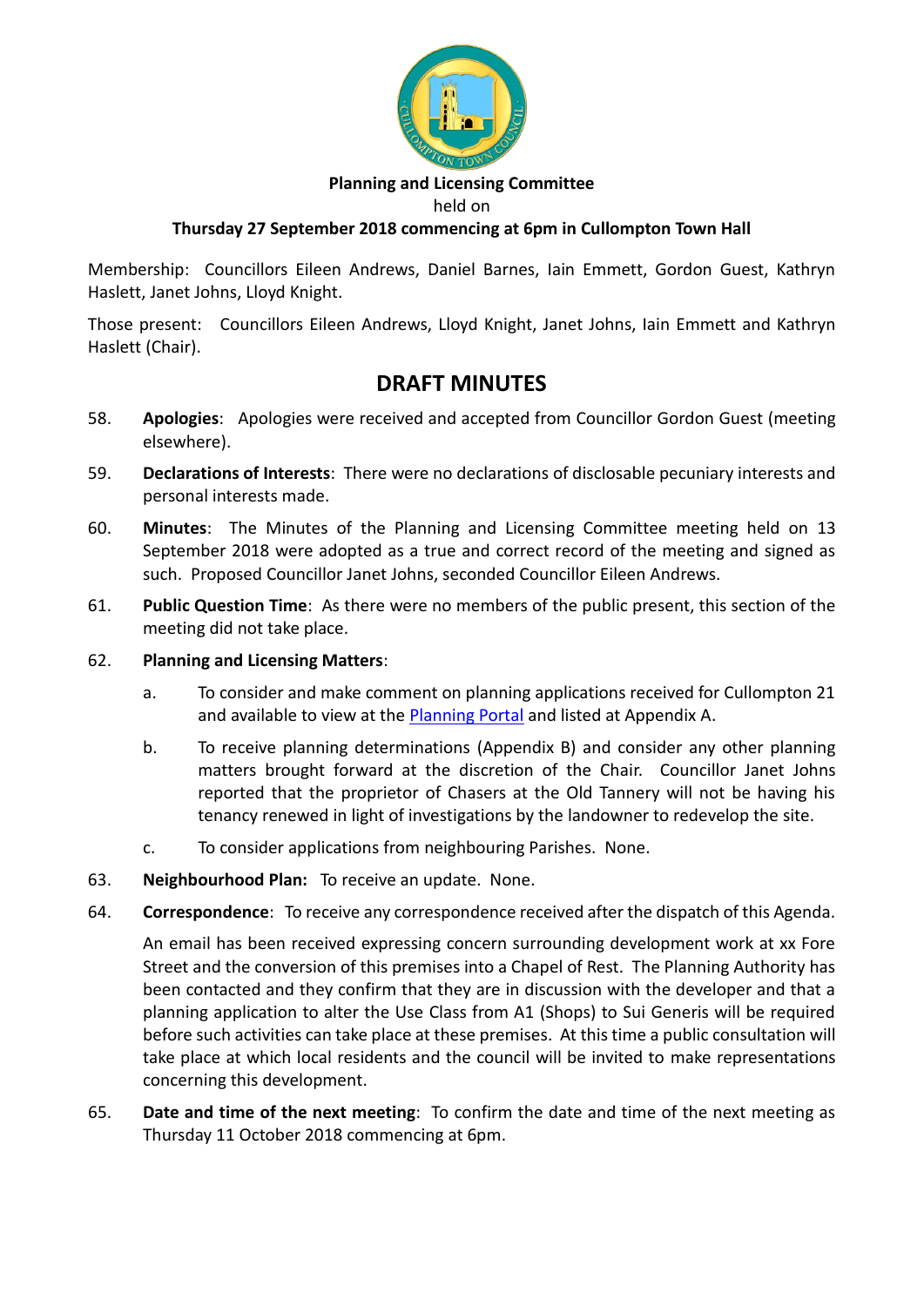**Planning and Licensing Committee**

held on

**Thursday 27 September 2018 commencing at 6pm in Cullompton Town Hall**

Membership: Councillors Eileen Andrews, Daniel Barnes, Iain Emmett, Gordon Guest, Kathryn Haslett, Janet Johns, Lloyd Knight.

Those present: Councillors Eileen Andrews, Lloyd Knight, Janet Johns, Iain Emmett and Kathryn Haslett (Chair).

## DRAFT MINUTES

58. **Apologies**: Apologies were received and accepted from Councillor Gordon Guest (meeting elsewhere).

59. **Declarations of Interests**: There were no declarations of disclosable pecuniary interests and personal interests made.

60. **Minutes**: The Minutes of the Planning and Licensing Committee meeting held on 13 September 2018 were adopted as a true and correct record of the meeting and signed as such. Proposed Councillor Janet Johns, seconded Councillor Eileen Andrews.

61. **Public Question Time**: As there were no members of the public present, this section of the meeting did not take place.

62. **Planning and Licensing Matters**:

    a. To consider and make comment on planning applications received for Cullompton 21 and available to view at the Planning Portal and listed at Appendix A.

    b. To receive planning determinations (Appendix B) and consider any other planning matters brought forward at the discretion of the Chair. Councillor Janet Johns reported that the proprietor of Chasers at the Old Tannery will not be having his tenancy renewed in light of investigations by the landowner to redevelop the site.

    c. To consider applications from neighbouring Parishes. None.

63. **Neighbourhood Plan:** To receive an update. None.

64. **Correspondence**: To receive any correspondence received after the dispatch of this Agenda.

    An email has been received expressing concern surrounding development work at xx Fore Street and the conversion of this premises into a Chapel of Rest. The Planning Authority has been contacted and they confirm that they are in discussion with the developer and that a planning application to alter the Use Class from A1 (Shops) to Sui Generis will be required before such activities can take place at these premises. At this time a public consultation will take place at which local residents and the council will be invited to make representations concerning this development.

65. **Date and time of the next meeting**: To confirm the date and time of the next meeting as Thursday 11 October 2018 commencing at 6pm.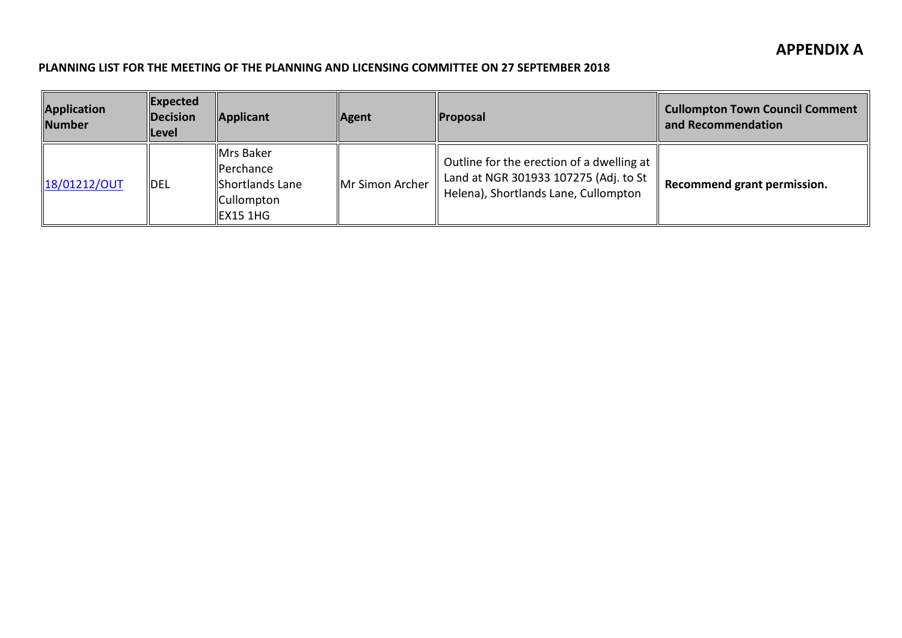# APPENDIX A

**PLANNING LIST FOR THE MEETING OF THE PLANNING AND LICENSING COMMITTEE ON 27 SEPTEMBER 2018**

| Application Number | Expected Decision Level | Applicant | Agent | Proposal | Cullompton Town Council Comment and Recommendation |
|---|---|---|---|---|---|
| 18/01212/OUT | DEL | Mrs Baker<br>Perchance<br>Shortlands Lane<br>Cullompton<br>EX15 1HG | Mr Simon Archer | Outline for the erection of a dwelling at Land at NGR 301933 107275 (Adj. to St Helena), Shortlands Lane, Cullompton | **Recommend grant permission.** |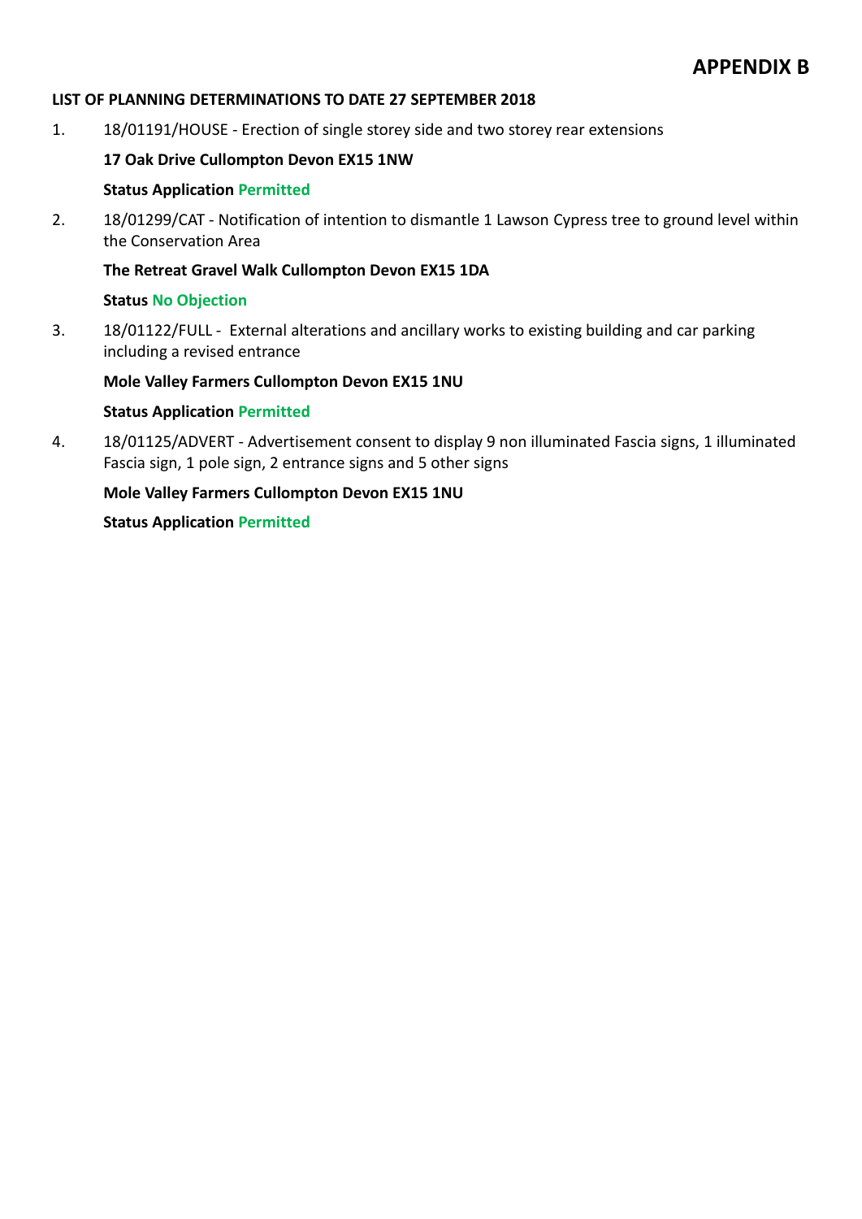# APPENDIX B

**LIST OF PLANNING DETERMINATIONS TO DATE 27 SEPTEMBER 2018**

1. 18/01191/HOUSE - Erection of single storey side and two storey rear extensions

   **17 Oak Drive Cullompton Devon EX15 1NW**

   **Status Application Permitted**

2. 18/01299/CAT - Notification of intention to dismantle 1 Lawson Cypress tree to ground level within the Conservation Area

   **The Retreat Gravel Walk Cullompton Devon EX15 1DA**

   **Status No Objection**

3. 18/01122/FULL - External alterations and ancillary works to existing building and car parking including a revised entrance

   **Mole Valley Farmers Cullompton Devon EX15 1NU**

   **Status Application Permitted**

4. 18/01125/ADVERT - Advertisement consent to display 9 non illuminated Fascia signs, 1 illuminated Fascia sign, 1 pole sign, 2 entrance signs and 5 other signs

   **Mole Valley Farmers Cullompton Devon EX15 1NU**

   **Status Application Permitted**